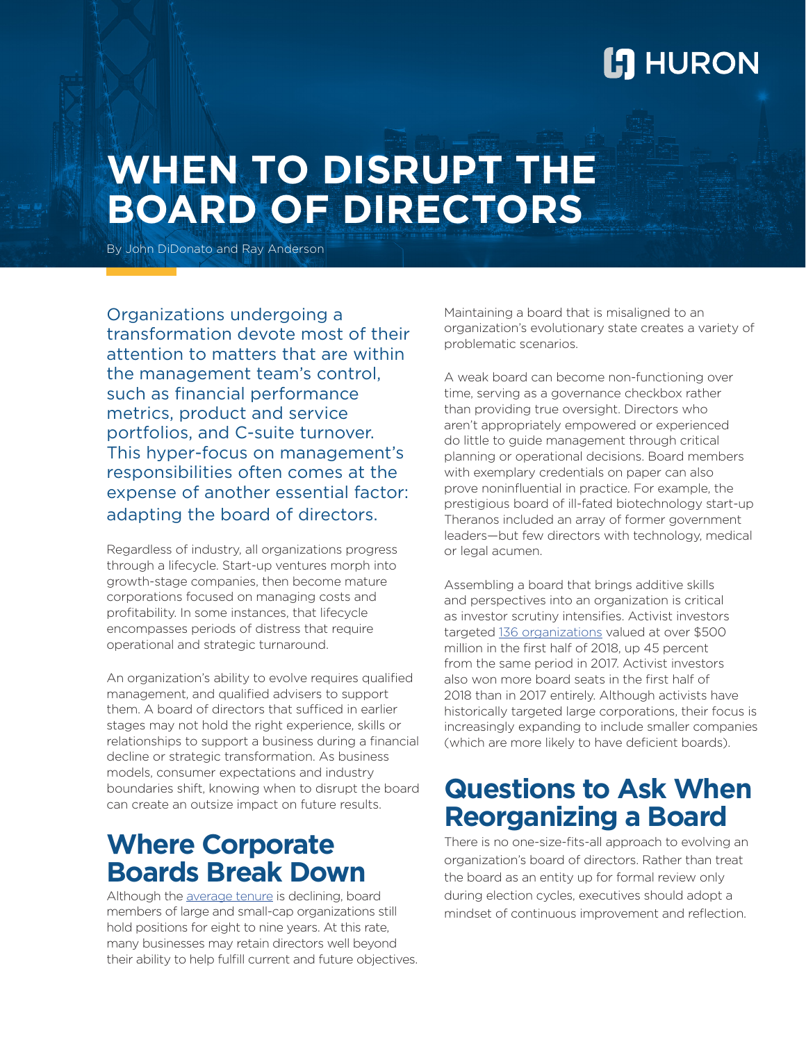# WHEN TO DISRUPT THE BOARD OF DIRECTORS

By John DiDonato and Ray Anderson

Organizations undergoing a transformation devote most of their attention to matters that are within the management team's control, such as financial performance metrics, product and service portfolios, and C-suite turnover. This hyper-focus on management's responsibilities often comes at the expense of another essential factor: adapting the board of directors.

Regardless of industry, all organizations progress through a lifecycle. Start-up ventures morph into growth-stage companies, then become mature corporations focused on managing costs and profitability. In some instances, that lifecycle encompasses periods of distress that require operational and strategic turnaround.

An organization's ability to evolve requires qualified management, and qualified advisers to support them. A board of directors that sufficed in earlier stages may not hold the right experience, skills or relationships to support a business during a financial decline or strategic transformation. As business models, consumer expectations and industry boundaries shift, knowing when to disrupt the board can create an outsize impact on future results.

## Where Corporate Boards Break Down

Although the average tenure is declining, board members of large and small-cap organizations still hold positions for eight to nine years. At this rate, many businesses may retain directors well beyond their ability to help fulfill current and future objectives.

Maintaining a board that is misaligned to an organization's evolutionary state creates a variety of problematic scenarios.

A weak board can become non-functioning over time, serving as a governance checkbox rather than providing true oversight. Directors who aren't appropriately empowered or experienced do little to guide management through critical planning or operational decisions. Board members with exemplary credentials on paper can also prove noninfluential in practice. For example, the prestigious board of ill-fated biotechnology start-up Theranos included an array of former government leaders—but few directors with technology, medical or legal acumen.

Assembling a board that brings additive skills and perspectives into an organization is critical as investor scrutiny intensifies. Activist investors targeted 136 organizations valued at over $500 million in the first half of 2018, up 45 percent from the same period in 2017. Activist investors also won more board seats in the first half of 2018 than in 2017 entirely. Although activists have historically targeted large corporations, their focus is increasingly expanding to include smaller companies (which are more likely to have deficient boards).

## Questions to Ask When Reorganizing a Board

There is no one-size-fits-all approach to evolving an organization's board of directors. Rather than treat the board as an entity up for formal review only during election cycles, executives should adopt a mindset of continuous improvement and reflection.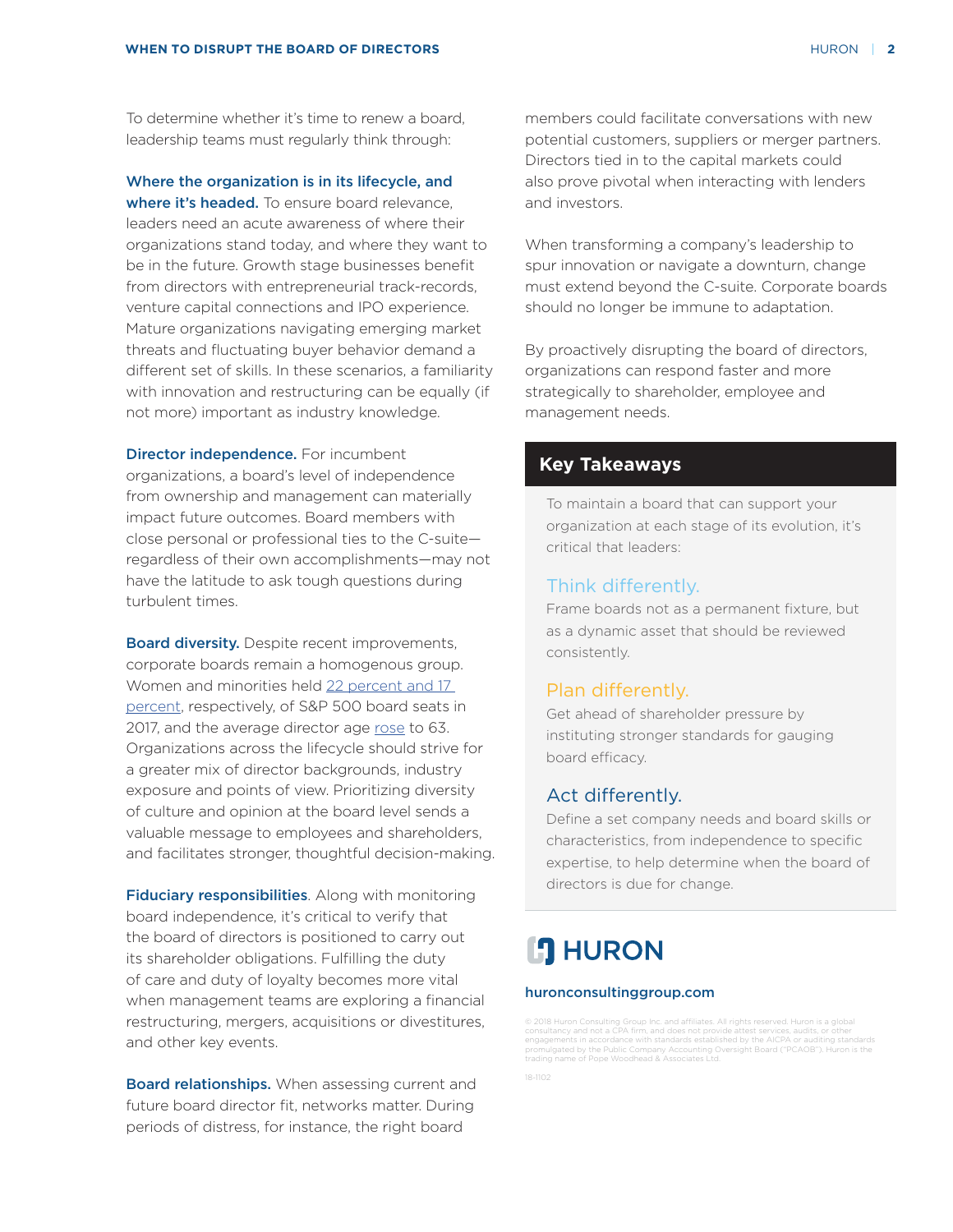To determine whether it's time to renew a board, leadership teams must regularly think through:

**Where the organization is in its lifecycle, and where it's headed.** To ensure board relevance, leaders need an acute awareness of where their organizations stand today, and where they want to be in the future. Growth stage businesses benefit from directors with entrepreneurial track-records, venture capital connections and IPO experience. Mature organizations navigating emerging market threats and fluctuating buyer behavior demand a different set of skills. In these scenarios, a familiarity with innovation and restructuring can be equally (if not more) important as industry knowledge.

**Director independence.** For incumbent organizations, a board's level of independence from ownership and management can materially impact future outcomes. Board members with close personal or professional ties to the C-suite—regardless of their own accomplishments—may not have the latitude to ask tough questions during turbulent times.

**Board diversity.** Despite recent improvements, corporate boards remain a homogenous group. Women and minorities held 22 percent and 17 percent, respectively, of S&P 500 board seats in 2017, and the average director age rose to 63. Organizations across the lifecycle should strive for a greater mix of director backgrounds, industry exposure and points of view. Prioritizing diversity of culture and opinion at the board level sends a valuable message to employees and shareholders, and facilitates stronger, thoughtful decision-making.

**Fiduciary responsibilities**. Along with monitoring board independence, it's critical to verify that the board of directors is positioned to carry out its shareholder obligations. Fulfilling the duty of care and duty of loyalty becomes more vital when management teams are exploring a financial restructuring, mergers, acquisitions or divestitures, and other key events.

**Board relationships.** When assessing current and future board director fit, networks matter. During periods of distress, for instance, the right board members could facilitate conversations with new potential customers, suppliers or merger partners. Directors tied in to the capital markets could also prove pivotal when interacting with lenders and investors.

When transforming a company's leadership to spur innovation or navigate a downturn, change must extend beyond the C-suite. Corporate boards should no longer be immune to adaptation.

By proactively disrupting the board of directors, organizations can respond faster and more strategically to shareholder, employee and management needs.

## Key Takeaways

To maintain a board that can support your organization at each stage of its evolution, it's critical that leaders:

### Think differently.

Frame boards not as a permanent fixture, but as a dynamic asset that should be reviewed consistently.

### Plan differently.

Get ahead of shareholder pressure by instituting stronger standards for gauging board efficacy.

### Act differently.

Define a set company needs and board skills or characteristics, from independence to specific expertise, to help determine when the board of directors is due for change.

HURON

huronconsultinggroup.com

© 2018 Huron Consulting Group Inc. and affiliates. All rights reserved. Huron is a global consultancy and not a CPA firm, and does not provide attest services, audits, or other engagements in accordance with standards established by the AICPA or auditing standards promulgated by the Public Company Accounting Oversight Board ("PCAOB"). Huron is the trading name of Pope Woodhead & Associates Ltd.

18-1102